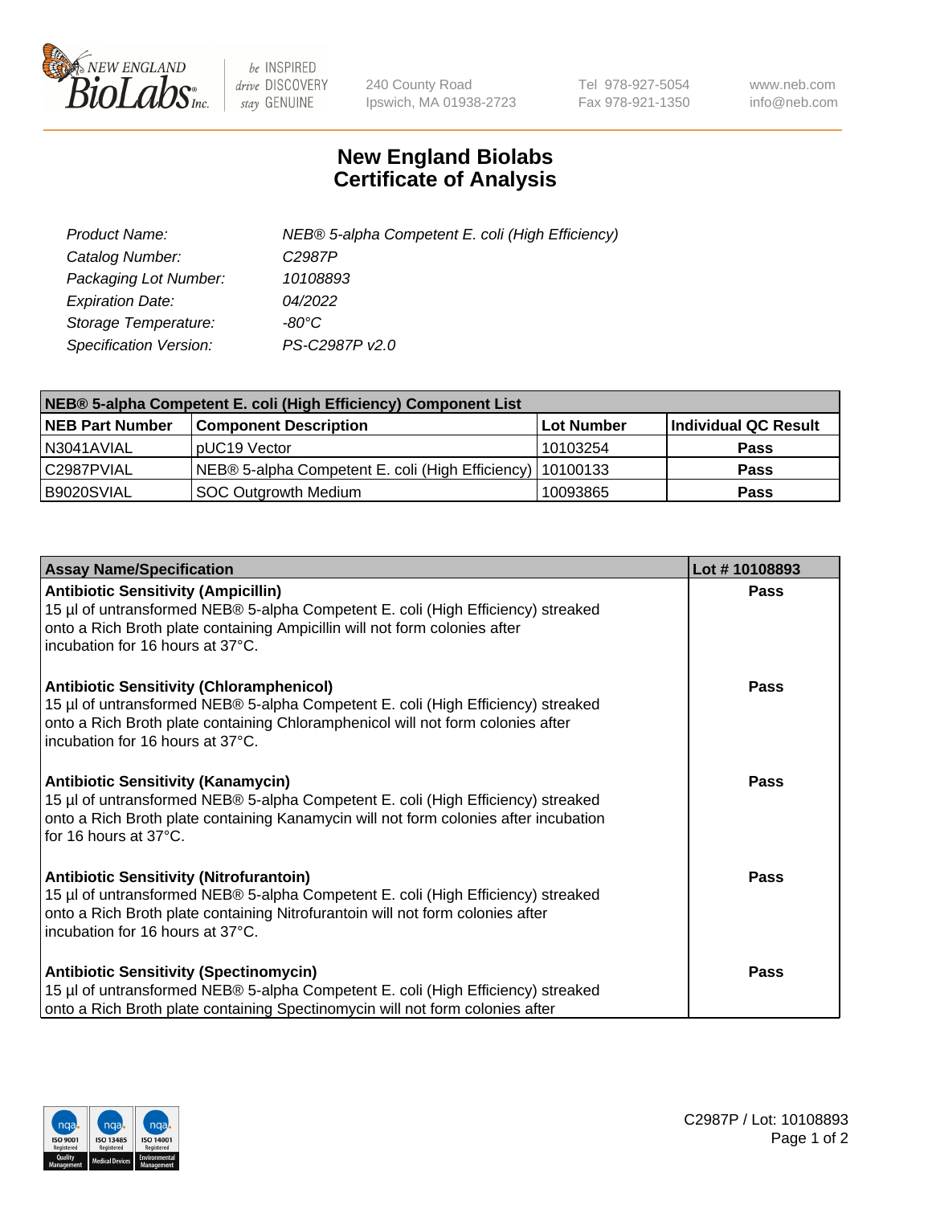# New England Biolabs Certificate of Analysis

| | |
|---|---|
| *Product Name:* | *NEB® 5-alpha Competent E. coli (High Efficiency)* |
| *Catalog Number:* | *C2987P* |
| *Packaging Lot Number:* | *10108893* |
| *Expiration Date:* | *04/2022* |
| *Storage Temperature:* | *-80°C* |
| *Specification Version:* | *PS-C2987P v2.0* |

| NEB® 5-alpha Competent E. coli (High Efficiency) Component List | | | |
|---|---|---|---|
| **NEB Part Number** | **Component Description** | **Lot Number** | **Individual QC Result** |
| N3041AVIAL | pUC19 Vector | 10103254 | **Pass** |
| C2987PVIAL | NEB® 5-alpha Competent E. coli (High Efficiency) | 10100133 | **Pass** |
| B9020SVIAL | SOC Outgrowth Medium | 10093865 | **Pass** |

| Assay Name/Specification | Lot # 10108893 |
|---|---|
| **Antibiotic Sensitivity (Ampicillin)**<br>15 µl of untransformed NEB® 5-alpha Competent E. coli (High Efficiency) streaked onto a Rich Broth plate containing Ampicillin will not form colonies after incubation for 16 hours at 37°C. | **Pass** |
| **Antibiotic Sensitivity (Chloramphenicol)**<br>15 µl of untransformed NEB® 5-alpha Competent E. coli (High Efficiency) streaked onto a Rich Broth plate containing Chloramphenicol will not form colonies after incubation for 16 hours at 37°C. | **Pass** |
| **Antibiotic Sensitivity (Kanamycin)**<br>15 µl of untransformed NEB® 5-alpha Competent E. coli (High Efficiency) streaked onto a Rich Broth plate containing Kanamycin will not form colonies after incubation for 16 hours at 37°C. | **Pass** |
| **Antibiotic Sensitivity (Nitrofurantoin)**<br>15 µl of untransformed NEB® 5-alpha Competent E. coli (High Efficiency) streaked onto a Rich Broth plate containing Nitrofurantoin will not form colonies after incubation for 16 hours at 37°C. | **Pass** |
| **Antibiotic Sensitivity (Spectinomycin)**<br>15 µl of untransformed NEB® 5-alpha Competent E. coli (High Efficiency) streaked onto a Rich Broth plate containing Spectinomycin will not form colonies after | **Pass** |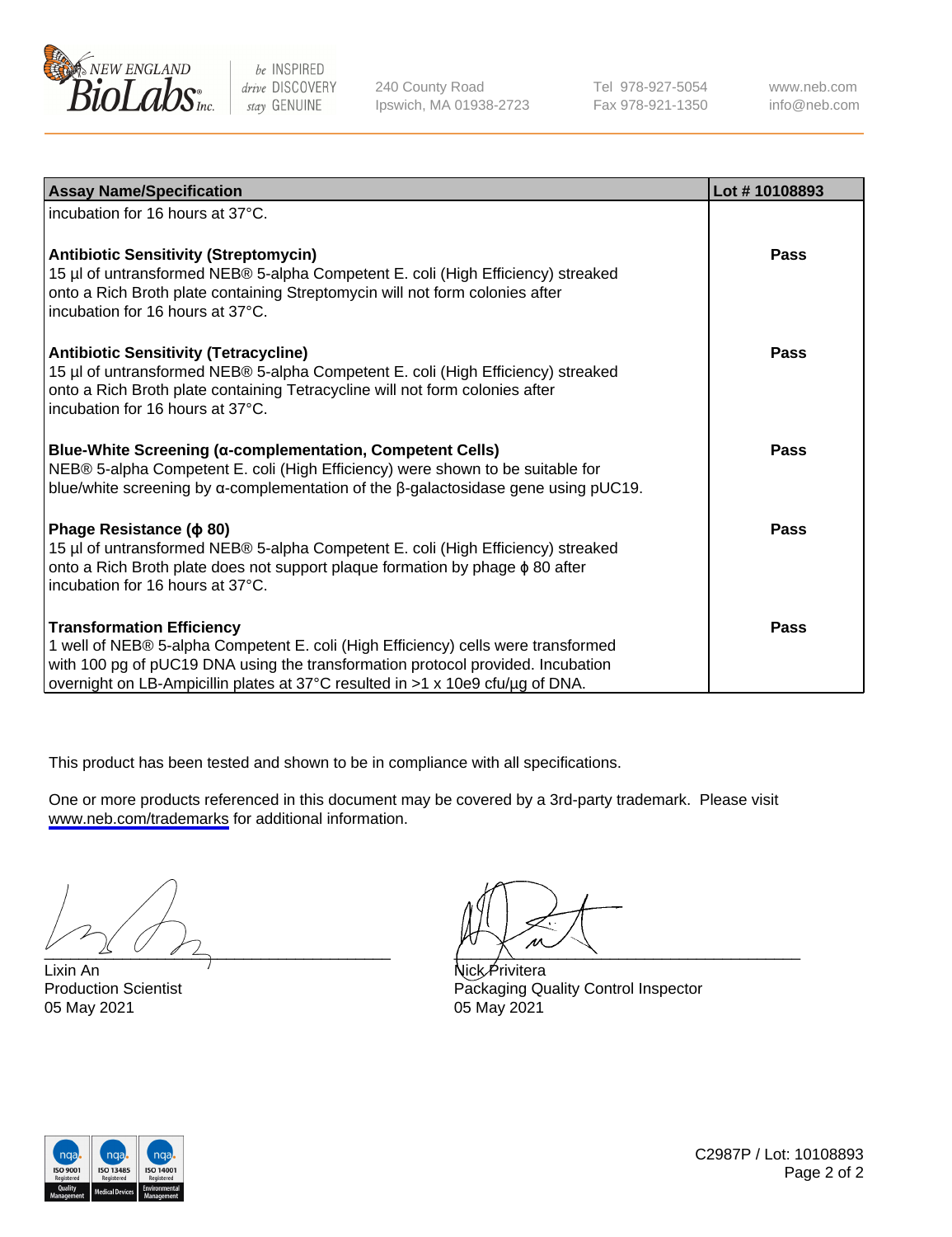| Assay Name/Specification | Lot # 10108893 |
|---|---|
| incubation for 16 hours at 37°C. | |
| **Antibiotic Sensitivity (Streptomycin)**<br>15 µl of untransformed NEB® 5-alpha Competent E. coli (High Efficiency) streaked onto a Rich Broth plate containing Streptomycin will not form colonies after incubation for 16 hours at 37°C. | **Pass** |
| **Antibiotic Sensitivity (Tetracycline)**<br>15 µl of untransformed NEB® 5-alpha Competent E. coli (High Efficiency) streaked onto a Rich Broth plate containing Tetracycline will not form colonies after incubation for 16 hours at 37°C. | **Pass** |
| **Blue-White Screening (α-complementation, Competent Cells)**<br>NEB® 5-alpha Competent E. coli (High Efficiency) were shown to be suitable for blue/white screening by α-complementation of the β-galactosidase gene using pUC19. | **Pass** |
| **Phage Resistance (ϕ 80)**<br>15 µl of untransformed NEB® 5-alpha Competent E. coli (High Efficiency) streaked onto a Rich Broth plate does not support plaque formation by phage ϕ 80 after incubation for 16 hours at 37°C. | **Pass** |
| **Transformation Efficiency**<br>1 well of NEB® 5-alpha Competent E. coli (High Efficiency) cells were transformed with 100 pg of pUC19 DNA using the transformation protocol provided. Incubation overnight on LB-Ampicillin plates at 37°C resulted in >1 x 10e9 cfu/µg of DNA. | **Pass** |

This product has been tested and shown to be in compliance with all specifications.

One or more products referenced in this document may be covered by a 3rd-party trademark. Please visit www.neb.com/trademarks for additional information.

Lixin An
Production Scientist
05 May 2021

Nick Privitera
Packaging Quality Control Inspector
05 May 2021

C2987P / Lot: 10108893